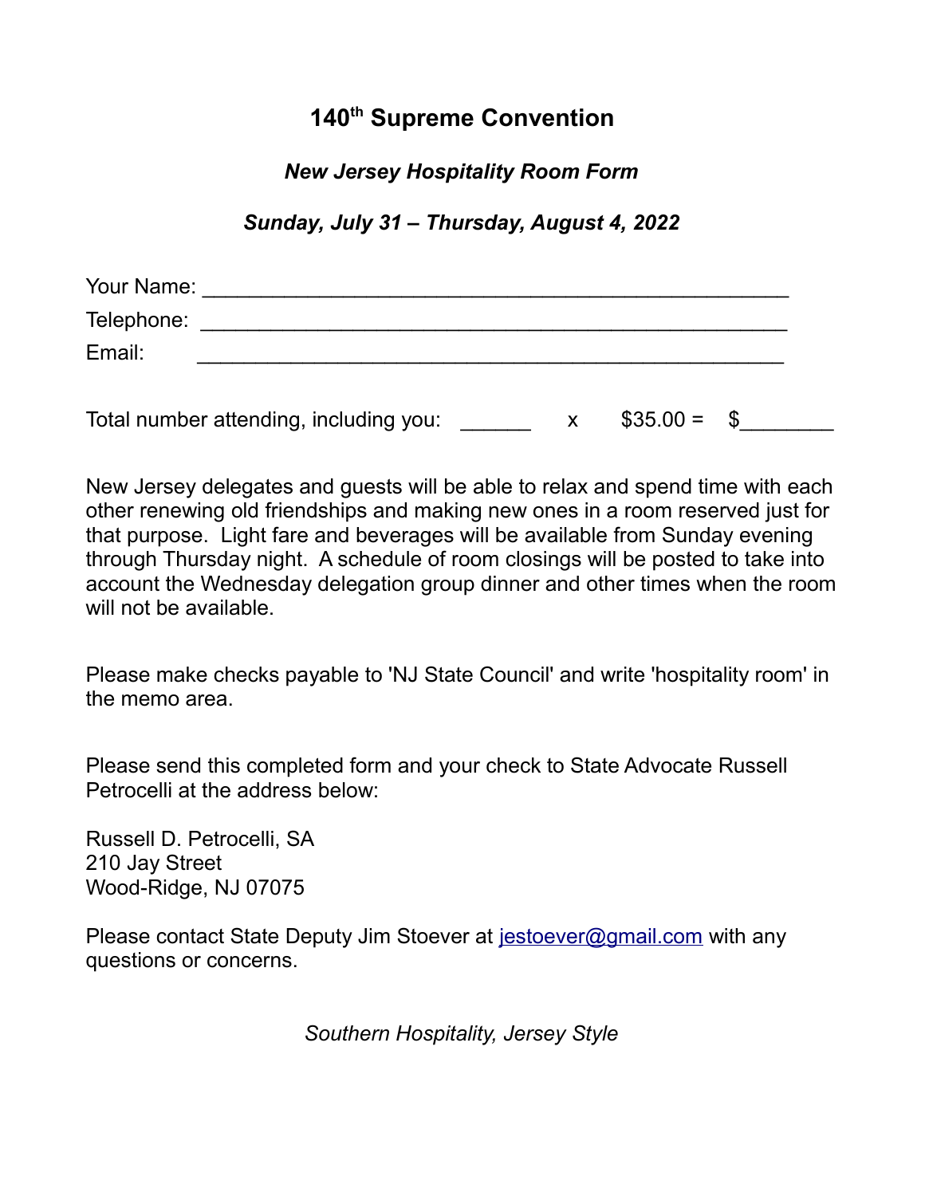# 140th Supreme Convention

***New Jersey Hospitality Room Form***

***Sunday, July 31 – Thursday, August 4, 2022***

Your Name: ___________________________________________________

Telephone: ___________________________________________________

Email: ___________________________________________________

Total number attending, including you: ______ x $35.00 = $________

New Jersey delegates and guests will be able to relax and spend time with each other renewing old friendships and making new ones in a room reserved just for that purpose. Light fare and beverages will be available from Sunday evening through Thursday night. A schedule of room closings will be posted to take into account the Wednesday delegation group dinner and other times when the room will not be available.

Please make checks payable to 'NJ State Council' and write 'hospitality room' in the memo area.

Please send this completed form and your check to State Advocate Russell Petrocelli at the address below:

Russell D. Petrocelli, SA
210 Jay Street
Wood-Ridge, NJ 07075

Please contact State Deputy Jim Stoever at jestoever@gmail.com with any questions or concerns.

*Southern Hospitality, Jersey Style*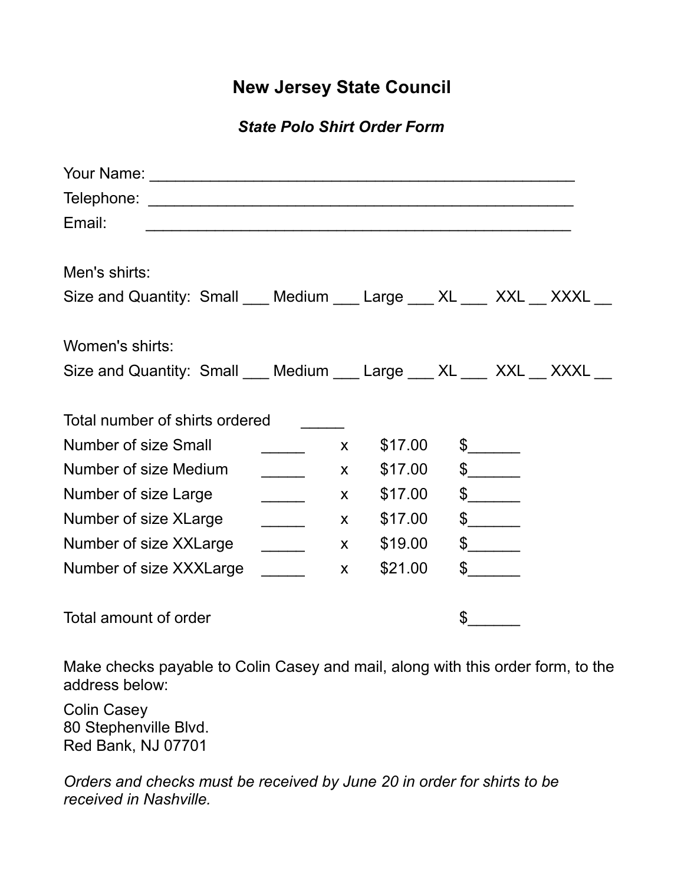# New Jersey State Council

## *State Polo Shirt Order Form*

Your Name: _______________________________________________

Telephone: _______________________________________________

Email: _______________________________________________

Men's shirts:

Size and Quantity: Small ___ Medium ___ Large ___ XL ___ XXL __ XXXL __

Women's shirts:

Size and Quantity: Small ___ Medium ___ Large ___ XL ___ XXL __ XXXL __

| | | | | |
|---|---|---|---|---|
| Total number of shirts ordered | _____ | | | |
| Number of size Small | _____ | x | $17.00 | $______ |
| Number of size Medium | _____ | x | $17.00 | $______ |
| Number of size Large | _____ | x | $17.00 | $______ |
| Number of size XLarge | _____ | x | $17.00 | $______ |
| Number of size XXLarge | _____ | x | $19.00 | $______ |
| Number of size XXXLarge | _____ | x | $21.00 | $______ |
| | | | | |
| Total amount of order | | | | $______ |

Make checks payable to Colin Casey and mail, along with this order form, to the address below:

Colin Casey
80 Stephenville Blvd.
Red Bank, NJ 07701

*Orders and checks must be received by June 20 in order for shirts to be received in Nashville.*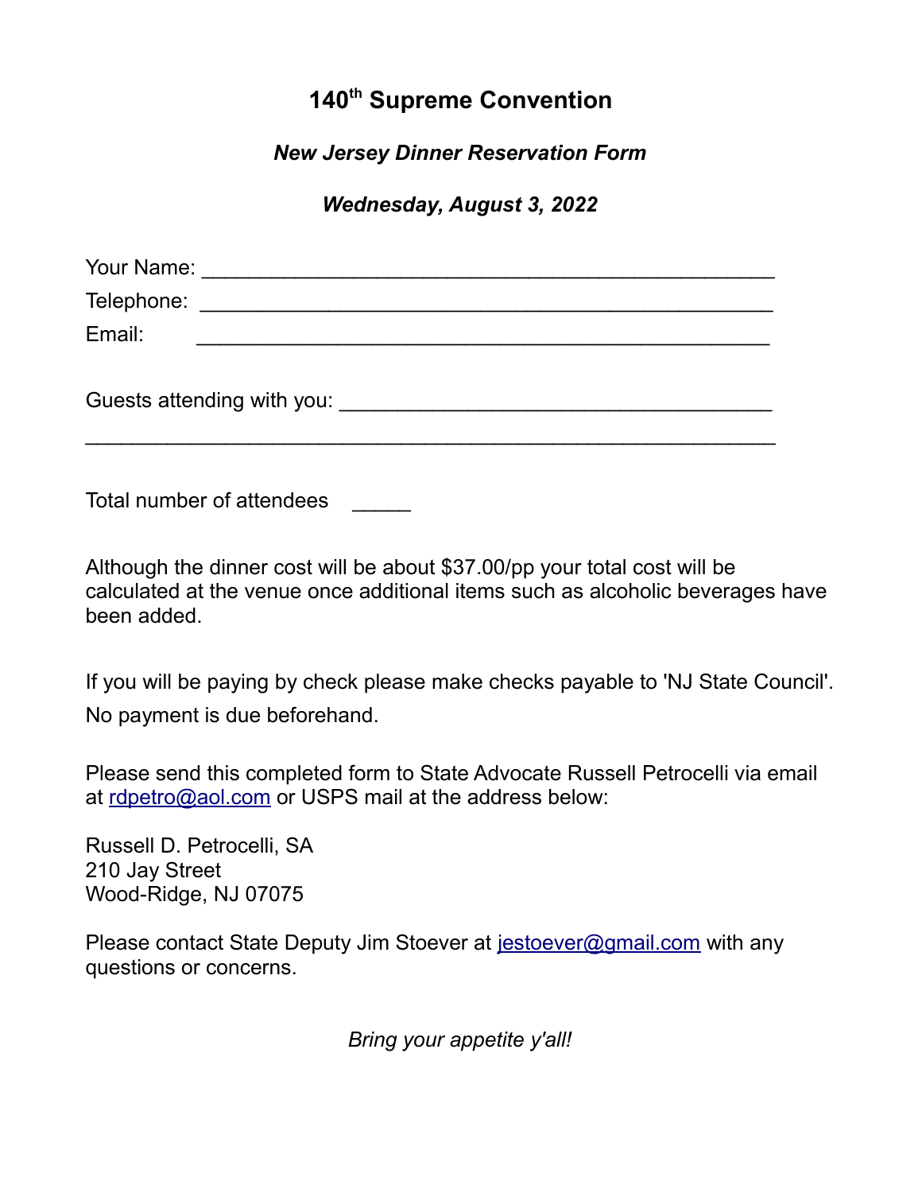# 140th Supreme Convention

***New Jersey Dinner Reservation Form***

***Wednesday, August 3, 2022***

Your Name: ___________________________________________________

Telephone: ___________________________________________________

Email: ___________________________________________________

Guests attending with you: ________________________________________

______________________________________________________________

Total number of attendees _____

Although the dinner cost will be about $37.00/pp your total cost will be calculated at the venue once additional items such as alcoholic beverages have been added.

If you will be paying by check please make checks payable to 'NJ State Council'.

No payment is due beforehand.

Please send this completed form to State Advocate Russell Petrocelli via email at rdpetro@aol.com or USPS mail at the address below:

Russell D. Petrocelli, SA
210 Jay Street
Wood-Ridge, NJ 07075

Please contact State Deputy Jim Stoever at jestoever@gmail.com with any questions or concerns.

*Bring your appetite y'all!*